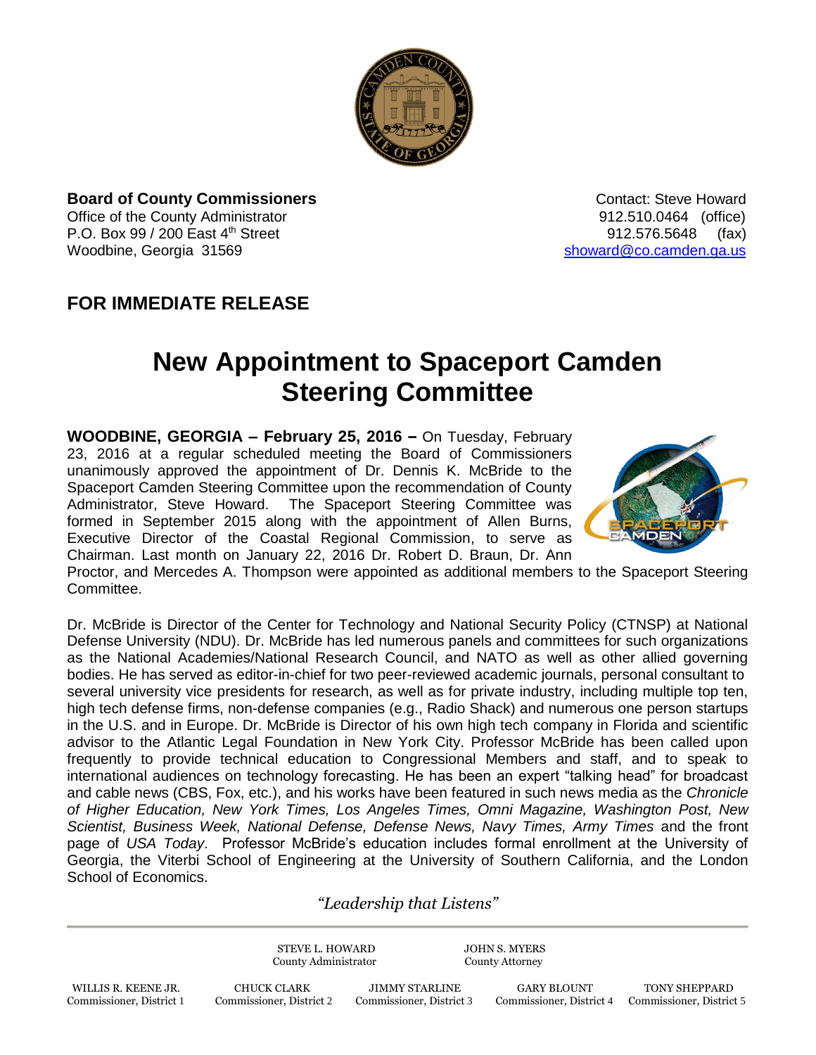**Board of County Commissioners**
Office of the County Administrator
P.O. Box 99 / 200 East 4th Street
Woodbine, Georgia 31569

Contact: Steve Howard
912.510.0464 (office)
912.576.5648 (fax)
showard@co.camden.ga.us

## FOR IMMEDIATE RELEASE

# New Appointment to Spaceport Camden Steering Committee

**WOODBINE, GEORGIA – February 25, 2016 –** On Tuesday, February 23, 2016 at a regular scheduled meeting the Board of Commissioners unanimously approved the appointment of Dr. Dennis K. McBride to the Spaceport Camden Steering Committee upon the recommendation of County Administrator, Steve Howard. The Spaceport Steering Committee was formed in September 2015 along with the appointment of Allen Burns, Executive Director of the Coastal Regional Commission, to serve as Chairman. Last month on January 22, 2016 Dr. Robert D. Braun, Dr. Ann Proctor, and Mercedes A. Thompson were appointed as additional members to the Spaceport Steering Committee.

Dr. McBride is Director of the Center for Technology and National Security Policy (CTNSP) at National Defense University (NDU). Dr. McBride has led numerous panels and committees for such organizations as the National Academies/National Research Council, and NATO as well as other allied governing bodies. He has served as editor-in-chief for two peer-reviewed academic journals, personal consultant to several university vice presidents for research, as well as for private industry, including multiple top ten, high tech defense firms, non-defense companies (e.g., Radio Shack) and numerous one person startups in the U.S. and in Europe. Dr. McBride is Director of his own high tech company in Florida and scientific advisor to the Atlantic Legal Foundation in New York City. Professor McBride has been called upon frequently to provide technical education to Congressional Members and staff, and to speak to international audiences on technology forecasting. He has been an expert "talking head" for broadcast and cable news (CBS, Fox, etc.), and his works have been featured in such news media as the *Chronicle of Higher Education, New York Times, Los Angeles Times, Omni Magazine, Washington Post, New Scientist, Business Week, National Defense, Defense News, Navy Times, Army Times* and the front page of *USA Today*. Professor McBride's education includes formal enrollment at the University of Georgia, the Viterbi School of Engineering at the University of Southern California, and the London School of Economics.

*"Leadership that Listens"*

STEVE L. HOWARD, County Administrator
JOHN S. MYERS, County Attorney

WILLIS R. KEENE JR., Commissioner, District 1
CHUCK CLARK, Commissioner, District 2
JIMMY STARLINE, Commissioner, District 3
GARY BLOUNT, Commissioner, District 4
TONY SHEPPARD, Commissioner, District 5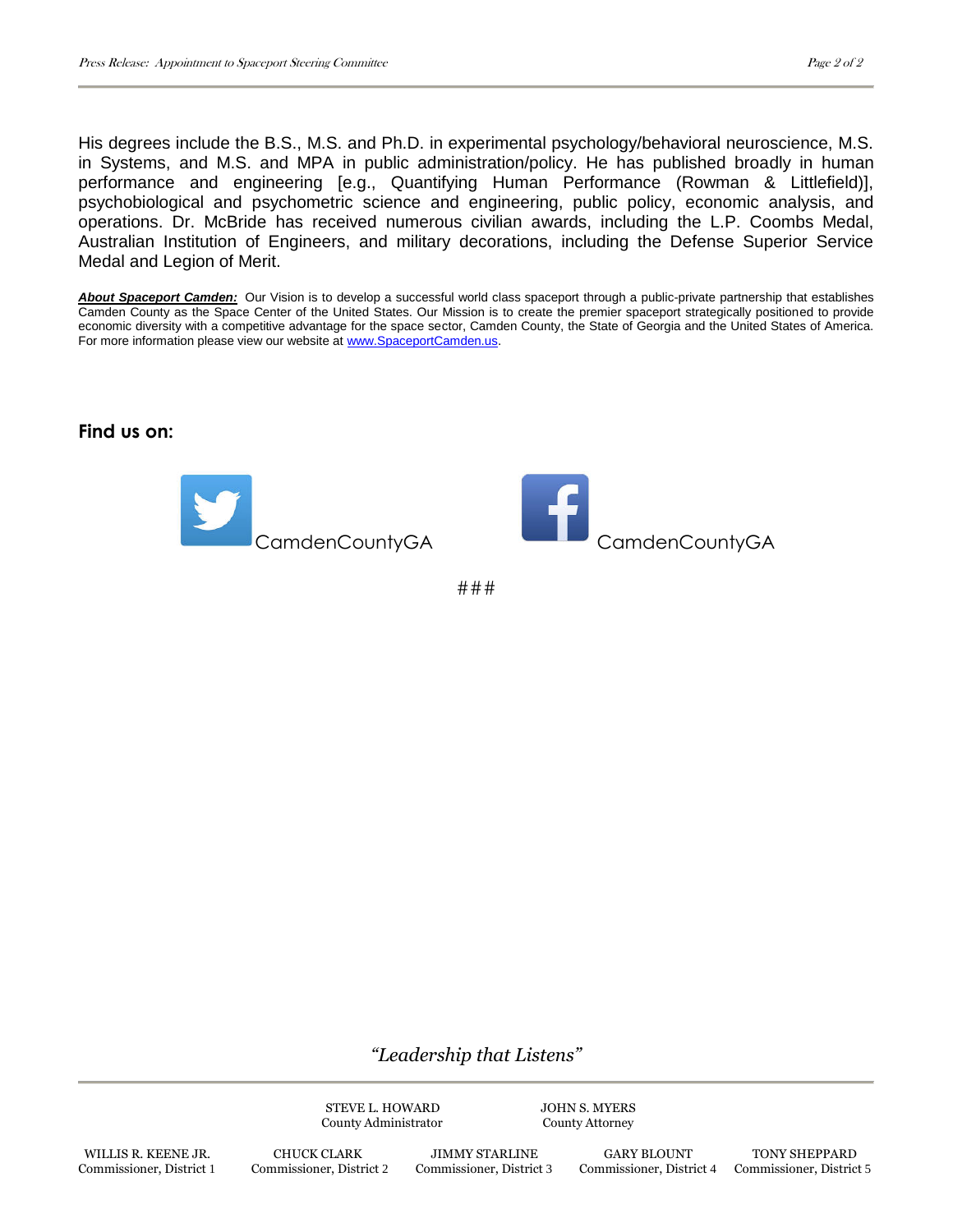His degrees include the B.S., M.S. and Ph.D. in experimental psychology/behavioral neuroscience, M.S. in Systems, and M.S. and MPA in public administration/policy. He has published broadly in human performance and engineering [e.g., Quantifying Human Performance (Rowman & Littlefield)], psychobiological and psychometric science and engineering, public policy, economic analysis, and operations. Dr. McBride has received numerous civilian awards, including the L.P. Coombs Medal, Australian Institution of Engineers, and military decorations, including the Defense Superior Service Medal and Legion of Merit.

***About Spaceport Camden:*** Our Vision is to develop a successful world class spaceport through a public-private partnership that establishes Camden County as the Space Center of the United States. Our Mission is to create the premier spaceport strategically positioned to provide economic diversity with a competitive advantage for the space sector, Camden County, the State of Georgia and the United States of America. For more information please view our website at www.SpaceportCamden.us.

**Find us on:**

CamdenCountyGA CamdenCountyGA

###

*"Leadership that Listens"*

STEVE L. HOWARD
County Administrator

JOHN S. MYERS
County Attorney

WILLIS R. KEENE JR.
Commissioner, District 1

CHUCK CLARK
Commissioner, District 2

JIMMY STARLINE
Commissioner, District 3

GARY BLOUNT
Commissioner, District 4

TONY SHEPPARD
Commissioner, District 5